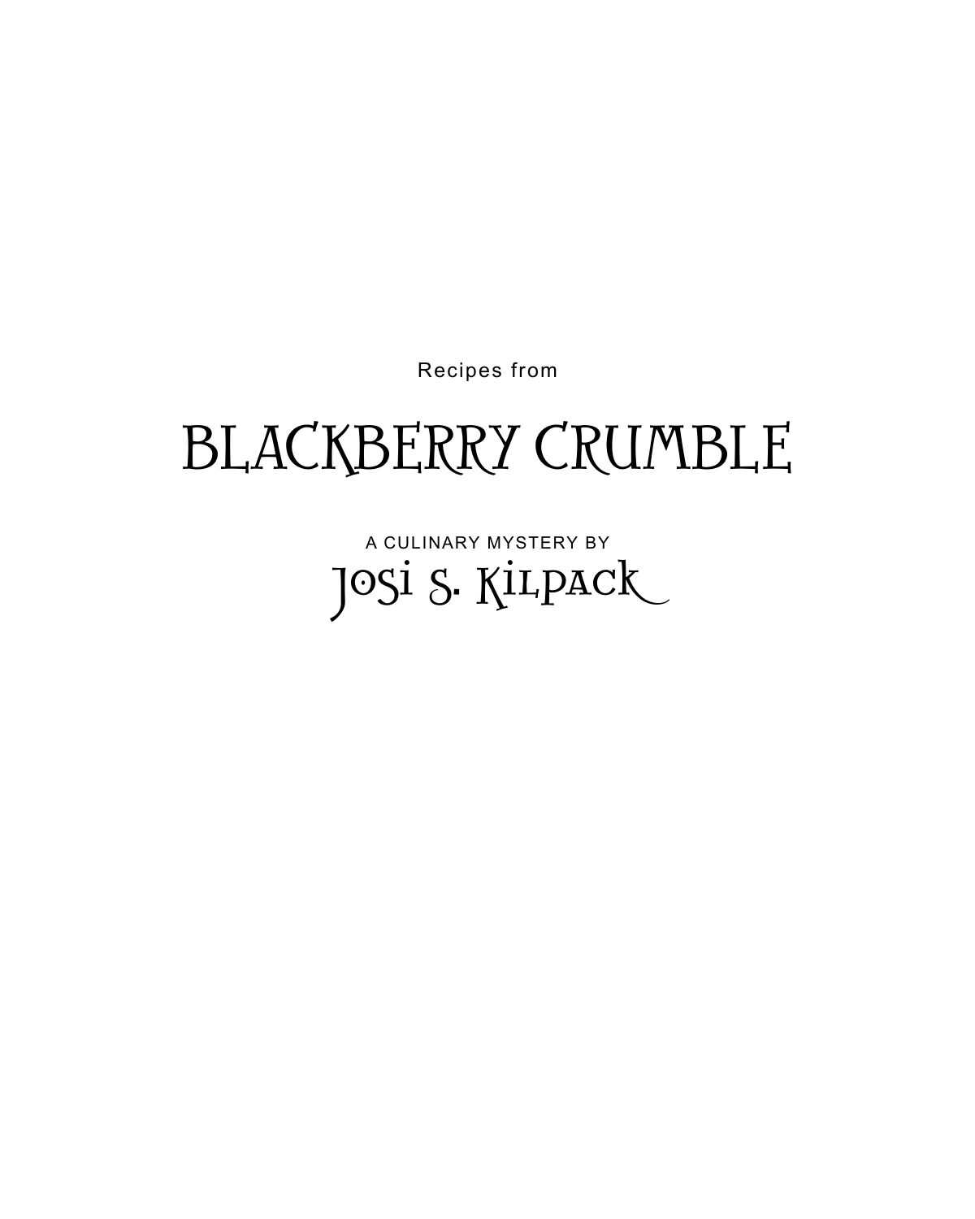Recipes from

# BLACKBERRY CRUMBLE

A CULINARY MYSTERY BY

## Josi S. Kilpack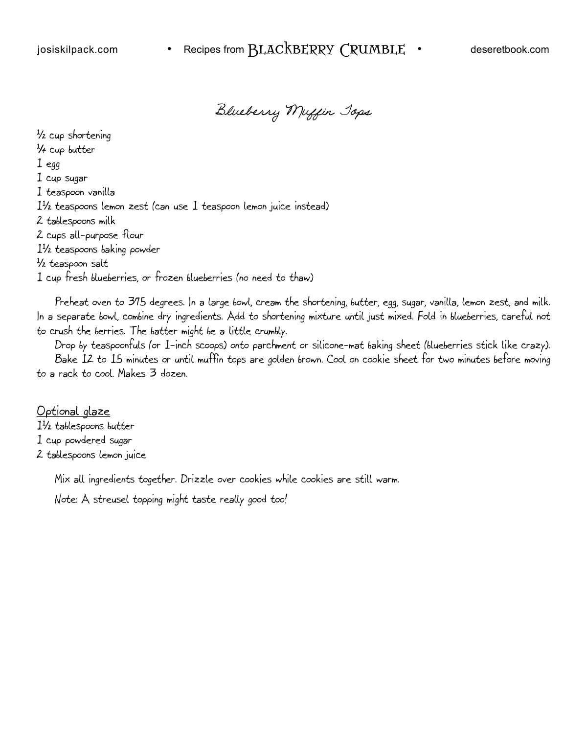# Blueberry Muffin Tops

½ cup shortening
¼ cup butter
1 egg
1 cup sugar
1 teaspoon vanilla
1½ teaspoons lemon zest (can use 1 teaspoon lemon juice instead)
2 tablespoons milk
2 cups all-purpose flour
1½ teaspoons baking powder
½ teaspoon salt
1 cup fresh blueberries, or frozen blueberries (no need to thaw)

Preheat oven to 375 degrees. In a large bowl, cream the shortening, butter, egg, sugar, vanilla, lemon zest, and milk. In a separate bowl, combine dry ingredients. Add to shortening mixture until just mixed. Fold in blueberries, careful not to crush the berries. The batter might be a little crumbly.

Drop by teaspoonfuls (or 1-inch scoops) onto parchment or silicone-mat baking sheet (blueberries stick like crazy).

Bake 12 to 15 minutes or until muffin tops are golden brown. Cool on cookie sheet for two minutes before moving to a rack to cool. Makes 3 dozen.

## Optional glaze

1½ tablespoons butter
1 cup powdered sugar
2 tablespoons lemon juice

Mix all ingredients together. Drizzle over cookies while cookies are still warm.

Note: A streusel topping might taste really good too!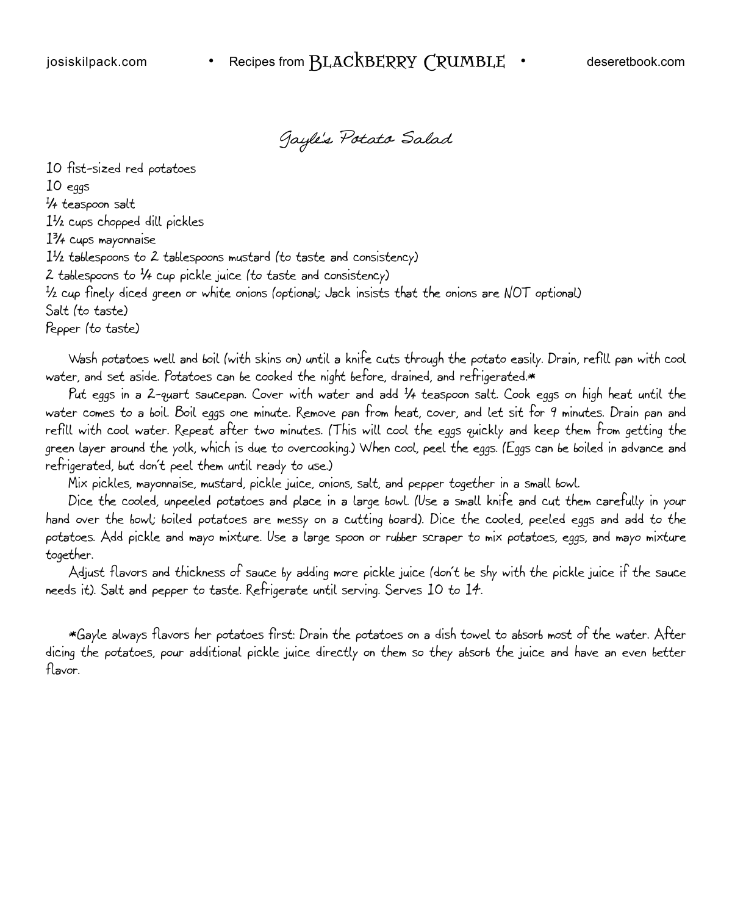# Gayle's Potato Salad

10 fist-sized red potatoes
10 eggs
¼ teaspoon salt
1½ cups chopped dill pickles
1¾ cups mayonnaise
1½ tablespoons to 2 tablespoons mustard (to taste and consistency)
2 tablespoons to ¼ cup pickle juice (to taste and consistency)
½ cup finely diced green or white onions (optional; Jack insists that the onions are NOT optional)
Salt (to taste)
Pepper (to taste)

Wash potatoes well and boil (with skins on) until a knife cuts through the potato easily. Drain, refill pan with cool water, and set aside. Potatoes can be cooked the night before, drained, and refrigerated.*

Put eggs in a 2-quart saucepan. Cover with water and add ¼ teaspoon salt. Cook eggs on high heat until the water comes to a boil. Boil eggs one minute. Remove pan from heat, cover, and let sit for 9 minutes. Drain pan and refill with cool water. Repeat after two minutes. (This will cool the eggs quickly and keep them from getting the green layer around the yolk, which is due to overcooking.) When cool, peel the eggs. (Eggs can be boiled in advance and refrigerated, but don't peel them until ready to use.)

Mix pickles, mayonnaise, mustard, pickle juice, onions, salt, and pepper together in a small bowl.

Dice the cooled, unpeeled potatoes and place in a large bowl. (Use a small knife and cut them carefully in your hand over the bowl; boiled potatoes are messy on a cutting board). Dice the cooled, peeled eggs and add to the potatoes. Add pickle and mayo mixture. Use a large spoon or rubber scraper to mix potatoes, eggs, and mayo mixture together.

Adjust flavors and thickness of sauce by adding more pickle juice (don't be shy with the pickle juice if the sauce needs it). Salt and pepper to taste. Refrigerate until serving. Serves 10 to 14.

*Gayle always flavors her potatoes first: Drain the potatoes on a dish towel to absorb most of the water. After dicing the potatoes, pour additional pickle juice directly on them so they absorb the juice and have an even better flavor.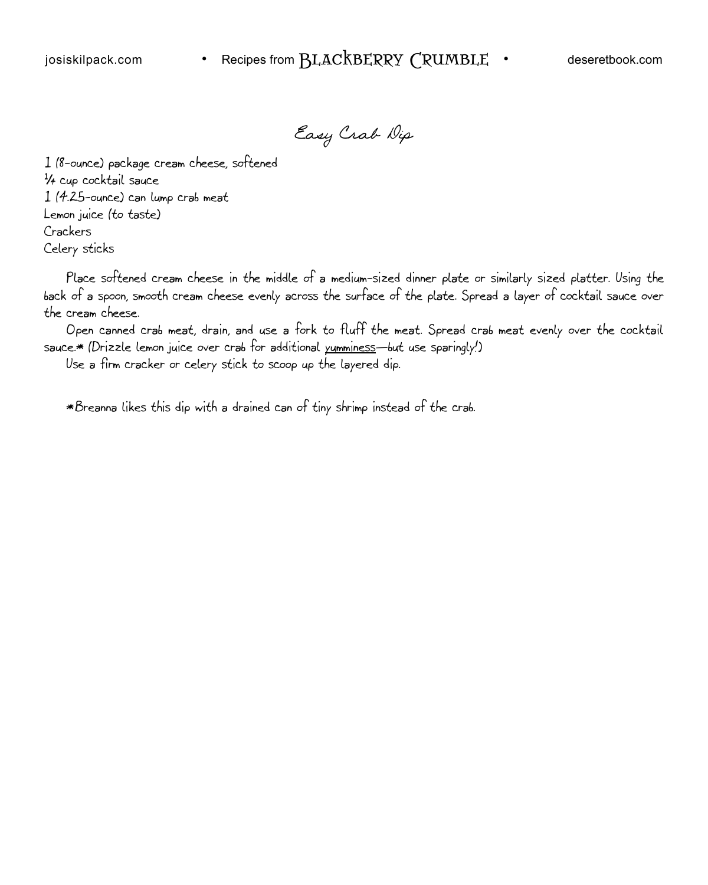# Easy Crab Dip

1 (8-ounce) package cream cheese, softened
¼ cup cocktail sauce
1 (4.25-ounce) can lump crab meat
Lemon juice (to taste)
Crackers
Celery sticks

Place softened cream cheese in the middle of a medium-sized dinner plate or similarly sized platter. Using the back of a spoon, smooth cream cheese evenly across the surface of the plate. Spread a layer of cocktail sauce over the cream cheese.

Open canned crab meat, drain, and use a fork to fluff the meat. Spread crab meat evenly over the cocktail sauce.* (Drizzle lemon juice over crab for additional yumminess—but use sparingly!)

Use a firm cracker or celery stick to scoop up the layered dip.

*Breanna likes this dip with a drained can of tiny shrimp instead of the crab.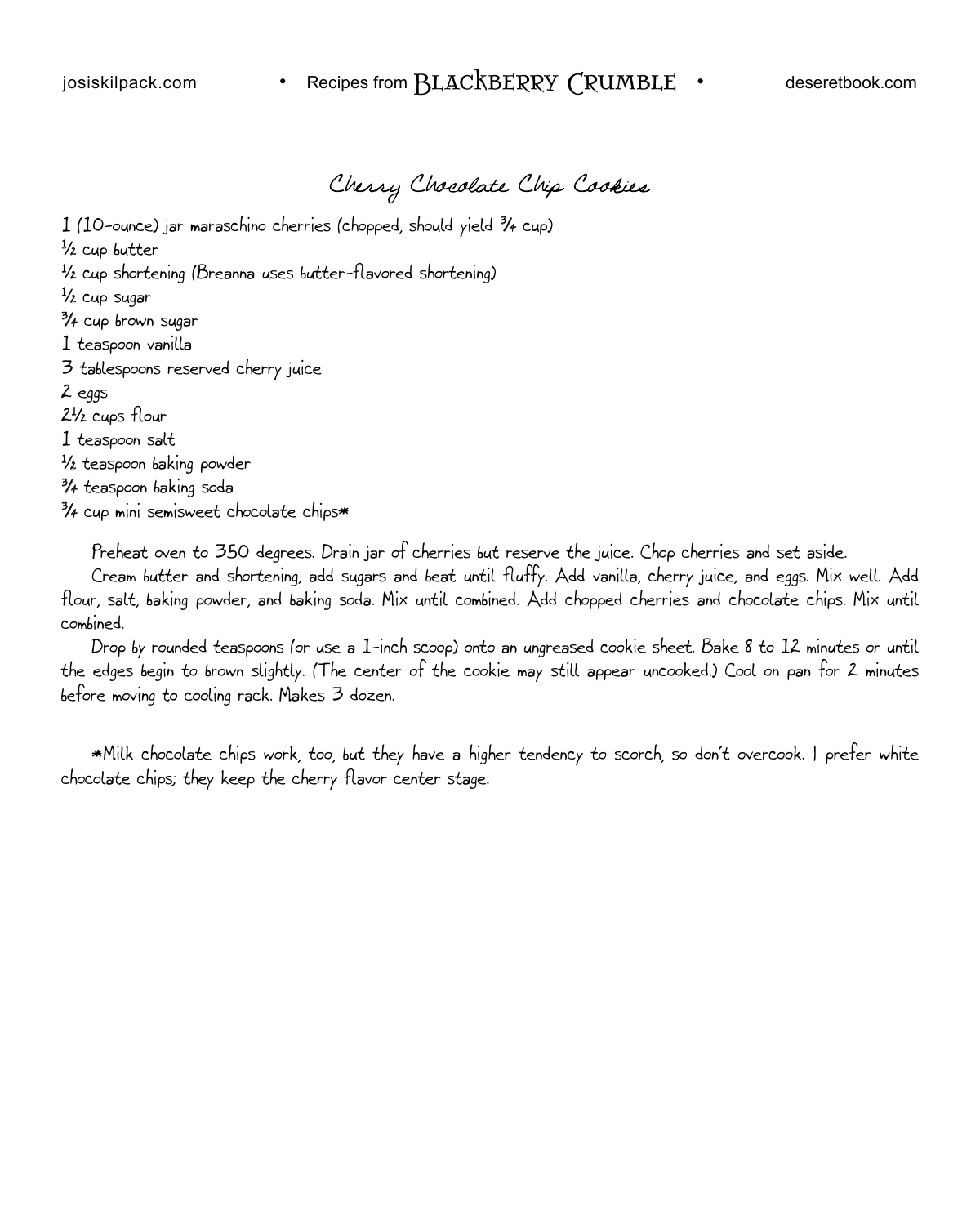# Cherry Chocolate Chip Cookies

1 (10-ounce) jar maraschino cherries (chopped, should yield ¾ cup)
½ cup butter
½ cup shortening (Breanna uses butter-flavored shortening)
½ cup sugar
¾ cup brown sugar
1 teaspoon vanilla
3 tablespoons reserved cherry juice
2 eggs
2½ cups flour
1 teaspoon salt
½ teaspoon baking powder
¾ teaspoon baking soda
¾ cup mini semisweet chocolate chips*

Preheat oven to 350 degrees. Drain jar of cherries but reserve the juice. Chop cherries and set aside.

Cream butter and shortening, add sugars and beat until fluffy. Add vanilla, cherry juice, and eggs. Mix well. Add flour, salt, baking powder, and baking soda. Mix until combined. Add chopped cherries and chocolate chips. Mix until combined.

Drop by rounded teaspoons (or use a 1-inch scoop) onto an ungreased cookie sheet. Bake 8 to 12 minutes or until the edges begin to brown slightly. (The center of the cookie may still appear uncooked.) Cool on pan for 2 minutes before moving to cooling rack. Makes 3 dozen.

*Milk chocolate chips work, too, but they have a higher tendency to scorch, so don't overcook. I prefer white chocolate chips; they keep the cherry flavor center stage.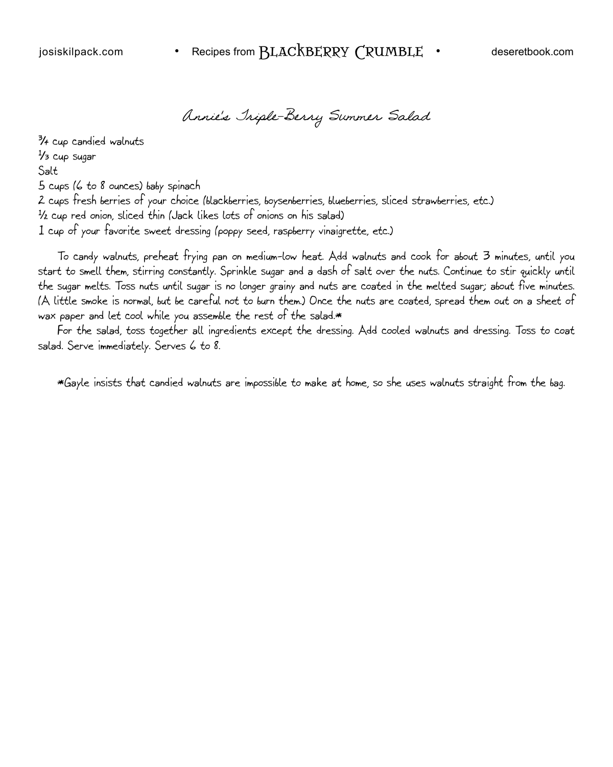# Annie's Triple-Berry Summer Salad

¾ cup candied walnuts
⅓ cup sugar
Salt
5 cups (6 to 8 ounces) baby spinach
2 cups fresh berries of your choice (blackberries, boysenberries, blueberries, sliced strawberries, etc.)
½ cup red onion, sliced thin (Jack likes lots of onions on his salad)
1 cup of your favorite sweet dressing (poppy seed, raspberry vinaigrette, etc.)

To candy walnuts, preheat frying pan on medium-low heat. Add walnuts and cook for about 3 minutes, until you start to smell them, stirring constantly. Sprinkle sugar and a dash of salt over the nuts. Continue to stir quickly until the sugar melts. Toss nuts until sugar is no longer grainy and nuts are coated in the melted sugar; about five minutes. (A little smoke is normal, but be careful not to burn them.) Once the nuts are coated, spread them out on a sheet of wax paper and let cool while you assemble the rest of the salad.*

For the salad, toss together all ingredients except the dressing. Add cooled walnuts and dressing. Toss to coat salad. Serve immediately. Serves 6 to 8.

*Gayle insists that candied walnuts are impossible to make at home, so she uses walnuts straight from the bag.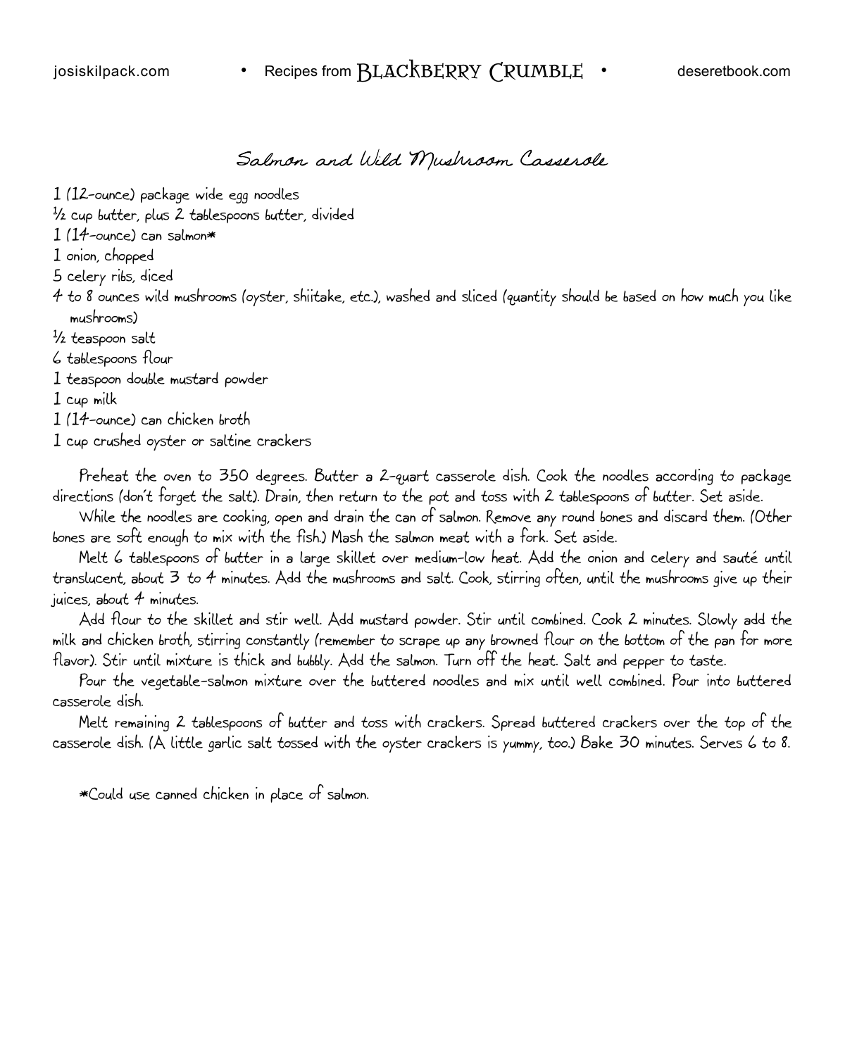# Salmon and Wild Mushroom Casserole

1 (12-ounce) package wide egg noodles
½ cup butter, plus 2 tablespoons butter, divided
1 (14-ounce) can salmon*
1 onion, chopped
5 celery ribs, diced
4 to 8 ounces wild mushrooms (oyster, shiitake, etc.), washed and sliced (quantity should be based on how much you like mushrooms)
½ teaspoon salt
6 tablespoons flour
1 teaspoon double mustard powder
1 cup milk
1 (14-ounce) can chicken broth
1 cup crushed oyster or saltine crackers

Preheat the oven to 350 degrees. Butter a 2-quart casserole dish. Cook the noodles according to package directions (don't forget the salt). Drain, then return to the pot and toss with 2 tablespoons of butter. Set aside.

While the noodles are cooking, open and drain the can of salmon. Remove any round bones and discard them. (Other bones are soft enough to mix with the fish.) Mash the salmon meat with a fork. Set aside.

Melt 6 tablespoons of butter in a large skillet over medium-low heat. Add the onion and celery and sauté until translucent, about 3 to 4 minutes. Add the mushrooms and salt. Cook, stirring often, until the mushrooms give up their juices, about 4 minutes.

Add flour to the skillet and stir well. Add mustard powder. Stir until combined. Cook 2 minutes. Slowly add the milk and chicken broth, stirring constantly (remember to scrape up any browned flour on the bottom of the pan for more flavor). Stir until mixture is thick and bubbly. Add the salmon. Turn off the heat. Salt and pepper to taste.

Pour the vegetable-salmon mixture over the buttered noodles and mix until well combined. Pour into buttered casserole dish.

Melt remaining 2 tablespoons of butter and toss with crackers. Spread buttered crackers over the top of the casserole dish. (A little garlic salt tossed with the oyster crackers is yummy, too.) Bake 30 minutes. Serves 6 to 8.

*Could use canned chicken in place of salmon.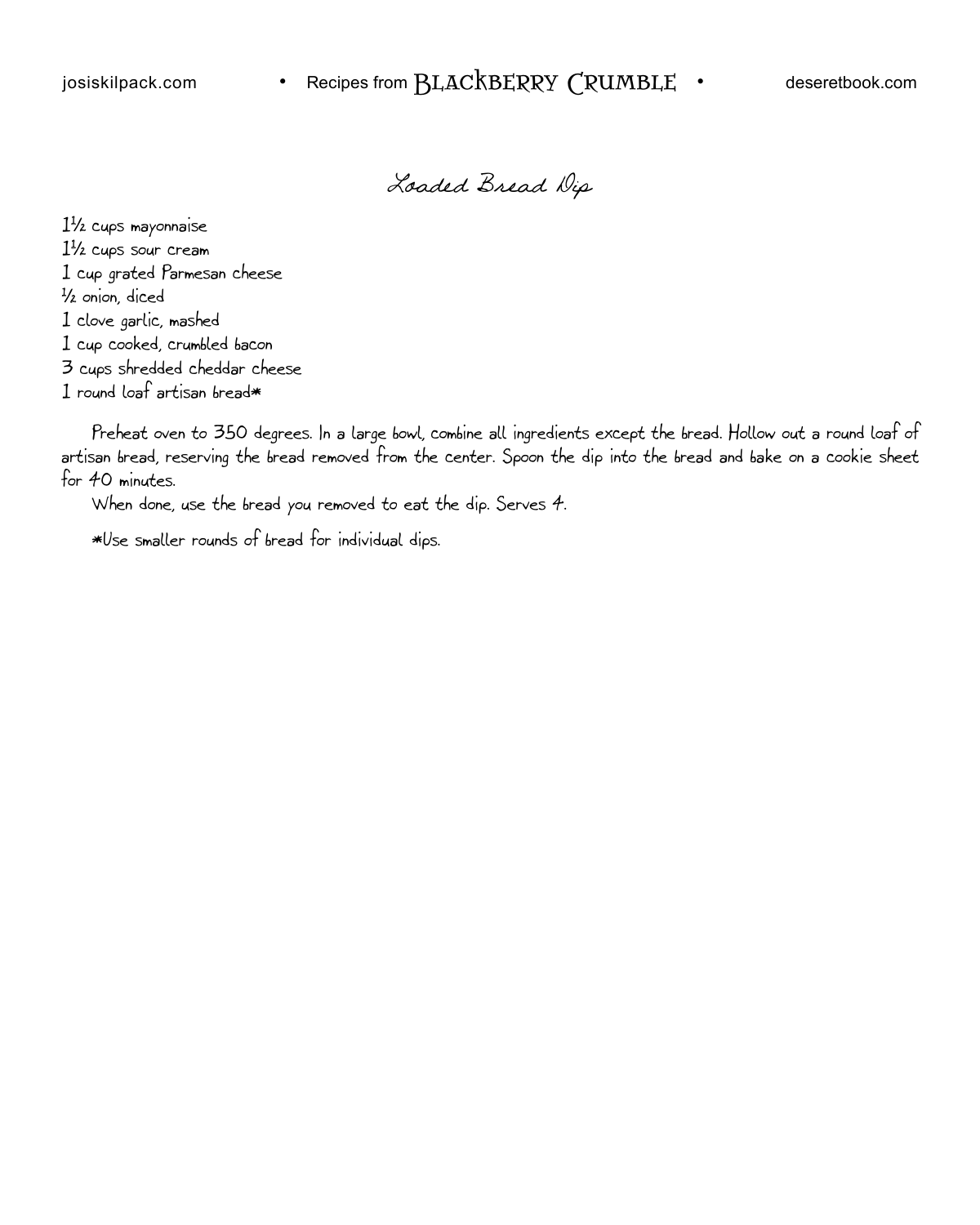# Loaded Bread Dip

1½ cups mayonnaise
1½ cups sour cream
1 cup grated Parmesan cheese
½ onion, diced
1 clove garlic, mashed
1 cup cooked, crumbled bacon
3 cups shredded cheddar cheese
1 round loaf artisan bread*

Preheat oven to 350 degrees. In a large bowl, combine all ingredients except the bread. Hollow out a round loaf of artisan bread, reserving the bread removed from the center. Spoon the dip into the bread and bake on a cookie sheet for 40 minutes.

When done, use the bread you removed to eat the dip. Serves 4.

*Use smaller rounds of bread for individual dips.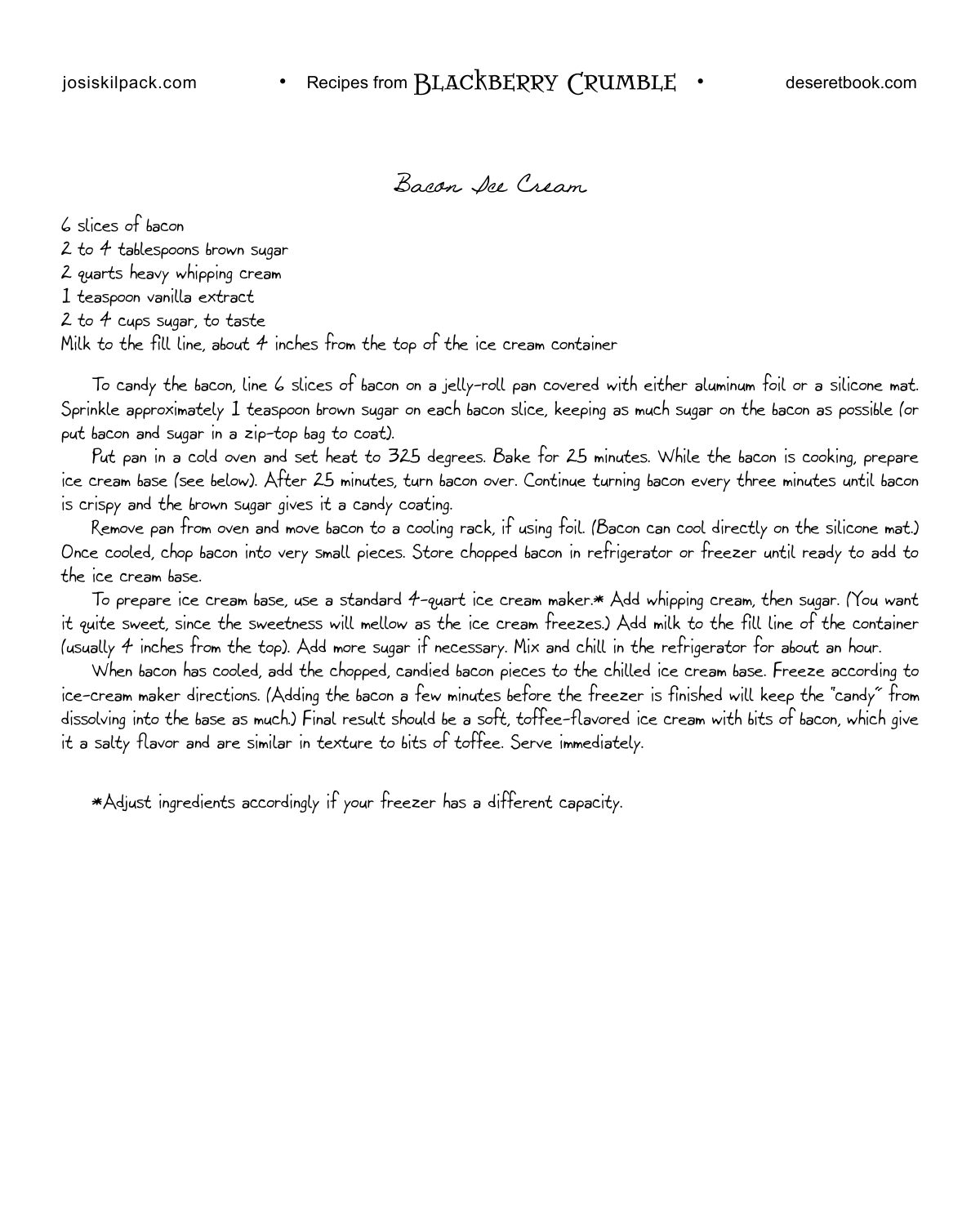# Bacon Ice Cream

6 slices of bacon
2 to 4 tablespoons brown sugar
2 quarts heavy whipping cream
1 teaspoon vanilla extract
2 to 4 cups sugar, to taste
Milk to the fill line, about 4 inches from the top of the ice cream container

To candy the bacon, line 6 slices of bacon on a jelly-roll pan covered with either aluminum foil or a silicone mat. Sprinkle approximately 1 teaspoon brown sugar on each bacon slice, keeping as much sugar on the bacon as possible (or put bacon and sugar in a zip-top bag to coat).

Put pan in a cold oven and set heat to 325 degrees. Bake for 25 minutes. While the bacon is cooking, prepare ice cream base (see below). After 25 minutes, turn bacon over. Continue turning bacon every three minutes until bacon is crispy and the brown sugar gives it a candy coating.

Remove pan from oven and move bacon to a cooling rack, if using foil. (Bacon can cool directly on the silicone mat.) Once cooled, chop bacon into very small pieces. Store chopped bacon in refrigerator or freezer until ready to add to the ice cream base.

To prepare ice cream base, use a standard 4-quart ice cream maker.* Add whipping cream, then sugar. (You want it quite sweet, since the sweetness will mellow as the ice cream freezes.) Add milk to the fill line of the container (usually 4 inches from the top). Add more sugar if necessary. Mix and chill in the refrigerator for about an hour.

When bacon has cooled, add the chopped, candied bacon pieces to the chilled ice cream base. Freeze according to ice-cream maker directions. (Adding the bacon a few minutes before the freezer is finished will keep the "candy" from dissolving into the base as much.) Final result should be a soft, toffee-flavored ice cream with bits of bacon, which give it a salty flavor and are similar in texture to bits of toffee. Serve immediately.

*Adjust ingredients accordingly if your freezer has a different capacity.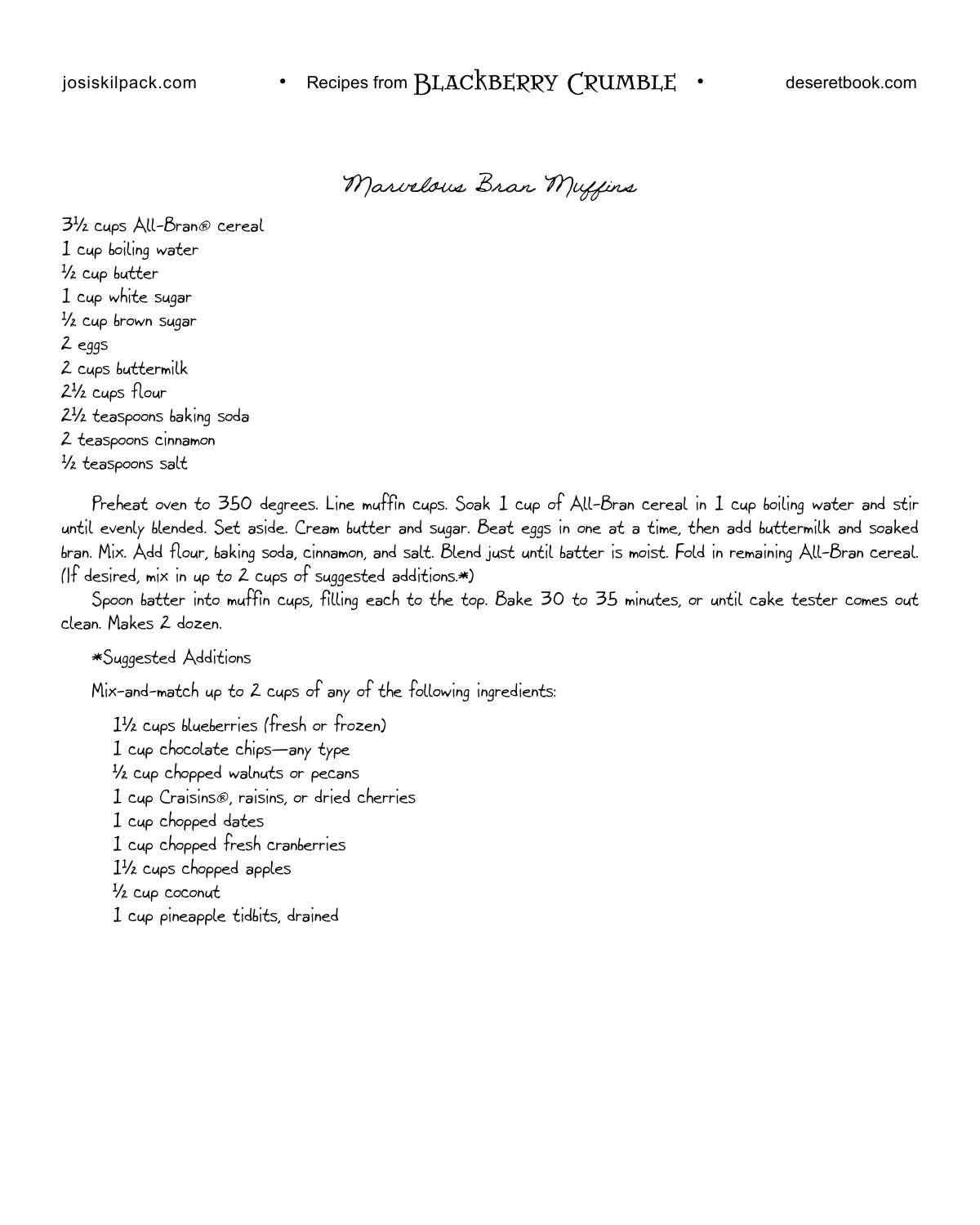# Marvelous Bran Muffins

3½ cups All-Bran® cereal
1 cup boiling water
½ cup butter
1 cup white sugar
½ cup brown sugar
2 eggs
2 cups buttermilk
2½ cups flour
2½ teaspoons baking soda
2 teaspoons cinnamon
½ teaspoons salt

Preheat oven to 350 degrees. Line muffin cups. Soak 1 cup of All-Bran cereal in 1 cup boiling water and stir until evenly blended. Set aside. Cream butter and sugar. Beat eggs in one at a time, then add buttermilk and soaked bran. Mix. Add flour, baking soda, cinnamon, and salt. Blend just until batter is moist. Fold in remaining All-Bran cereal. (If desired, mix in up to 2 cups of suggested additions.*)

Spoon batter into muffin cups, filling each to the top. Bake 30 to 35 minutes, or until cake tester comes out clean. Makes 2 dozen.

*Suggested Additions

Mix-and-match up to 2 cups of any of the following ingredients:

1½ cups blueberries (fresh or frozen)
1 cup chocolate chips—any type
½ cup chopped walnuts or pecans
1 cup Craisins®, raisins, or dried cherries
1 cup chopped dates
1 cup chopped fresh cranberries
1½ cups chopped apples
½ cup coconut
1 cup pineapple tidbits, drained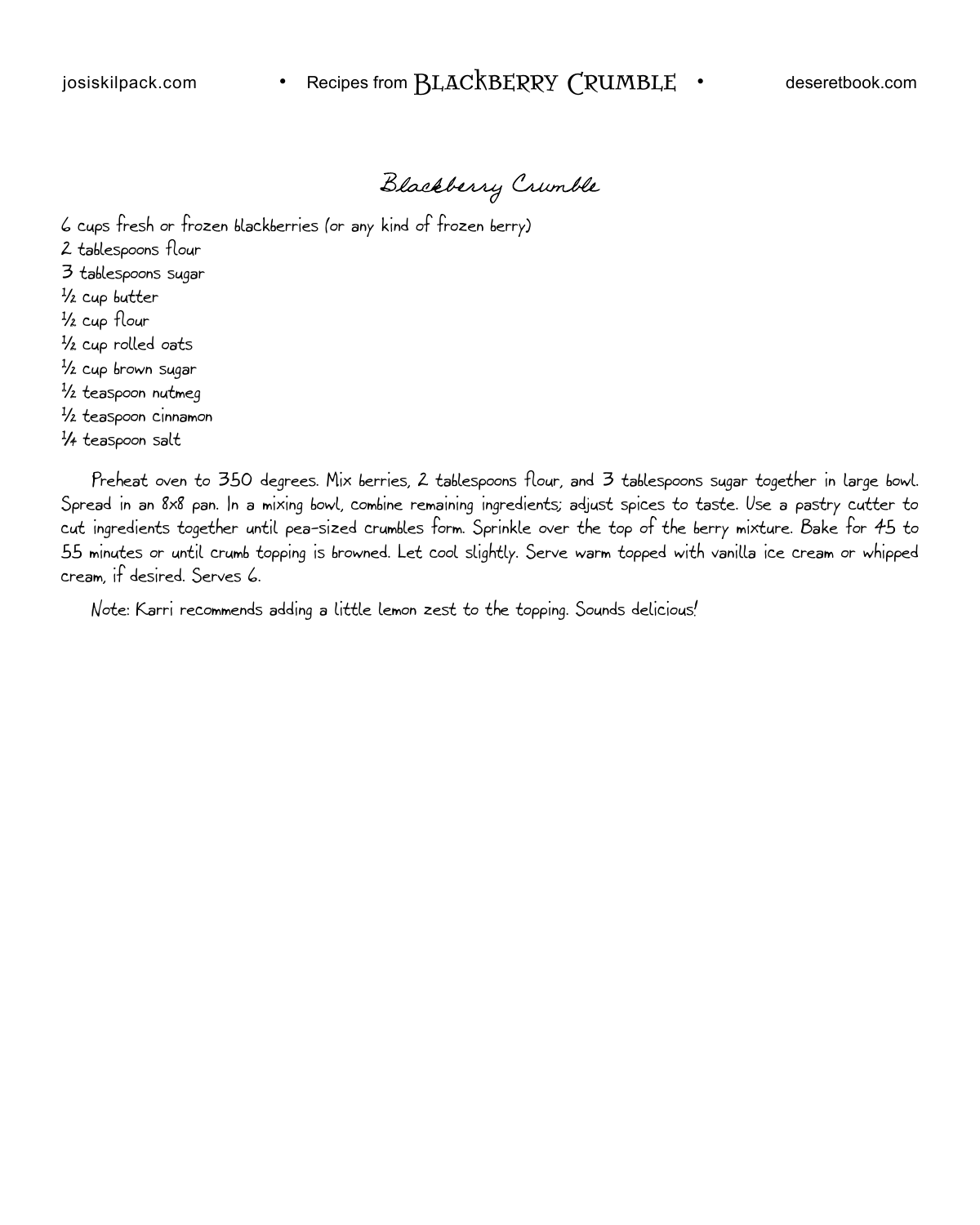# Blackberry Crumble

6 cups fresh or frozen blackberries (or any kind of frozen berry)
2 tablespoons flour
3 tablespoons sugar
½ cup butter
½ cup flour
½ cup rolled oats
½ cup brown sugar
½ teaspoon nutmeg
½ teaspoon cinnamon
¼ teaspoon salt

Preheat oven to 350 degrees. Mix berries, 2 tablespoons flour, and 3 tablespoons sugar together in large bowl. Spread in an 8x8 pan. In a mixing bowl, combine remaining ingredients; adjust spices to taste. Use a pastry cutter to cut ingredients together until pea-sized crumbles form. Sprinkle over the top of the berry mixture. Bake for 45 to 55 minutes or until crumb topping is browned. Let cool slightly. Serve warm topped with vanilla ice cream or whipped cream, if desired. Serves 6.

Note: Karri recommends adding a little lemon zest to the topping. Sounds delicious!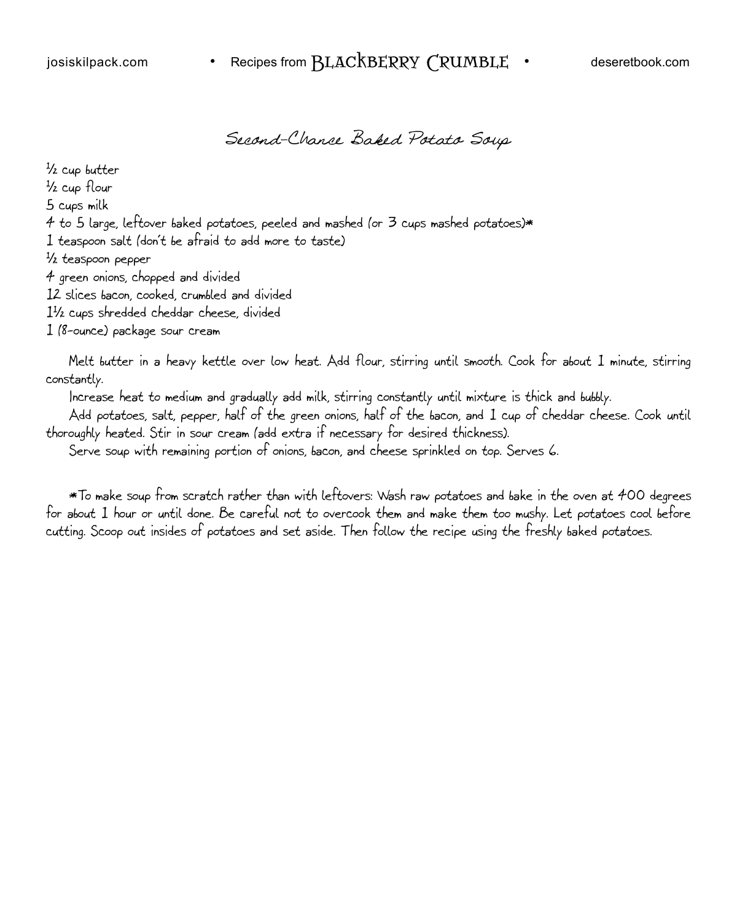## Second-Chance Baked Potato Soup

½ cup butter
½ cup flour
5 cups milk
4 to 5 large, leftover baked potatoes, peeled and mashed (or 3 cups mashed potatoes)*
1 teaspoon salt (don't be afraid to add more to taste)
½ teaspoon pepper
4 green onions, chopped and divided
12 slices bacon, cooked, crumbled and divided
1½ cups shredded cheddar cheese, divided
1 (8-ounce) package sour cream

Melt butter in a heavy kettle over low heat. Add flour, stirring until smooth. Cook for about 1 minute, stirring constantly.

Increase heat to medium and gradually add milk, stirring constantly until mixture is thick and bubbly.

Add potatoes, salt, pepper, half of the green onions, half of the bacon, and 1 cup of cheddar cheese. Cook until thoroughly heated. Stir in sour cream (add extra if necessary for desired thickness).

Serve soup with remaining portion of onions, bacon, and cheese sprinkled on top. Serves 6.

*To make soup from scratch rather than with leftovers: Wash raw potatoes and bake in the oven at 400 degrees for about 1 hour or until done. Be careful not to overcook them and make them too mushy. Let potatoes cool before cutting. Scoop out insides of potatoes and set aside. Then follow the recipe using the freshly baked potatoes.